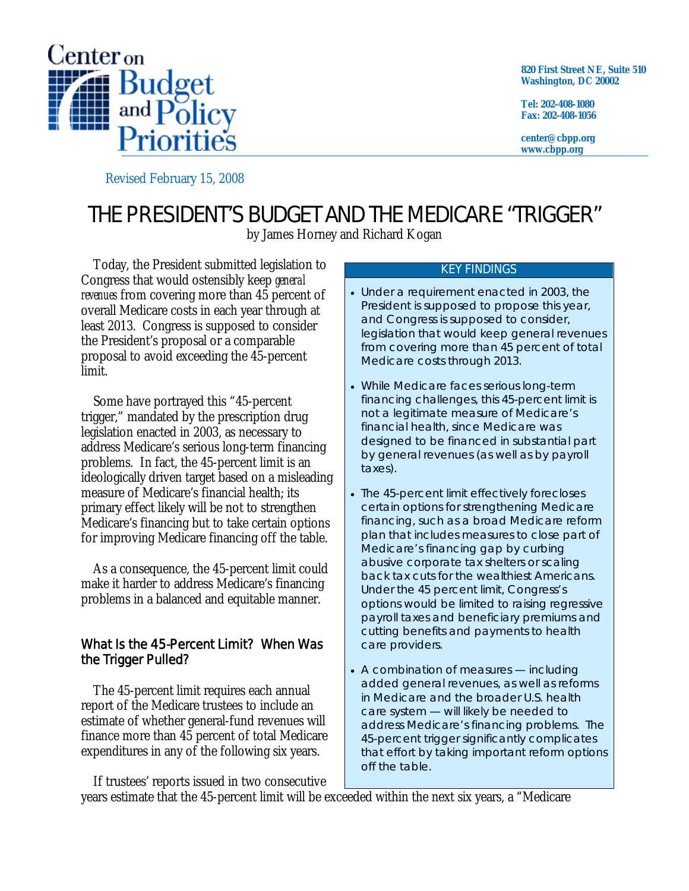Center on Budget and Policy Priorities

820 First Street NE, Suite 510
Washington, DC 20002

Tel: 202-408-1080
Fax: 202-408-1056

center@cbpp.org
www.cbpp.org

Revised February 15, 2008

# THE PRESIDENT'S BUDGET AND THE MEDICARE "TRIGGER"

by James Horney and Richard Kogan

Today, the President submitted legislation to Congress that would ostensibly keep *general revenues* from covering more than 45 percent of overall Medicare costs in each year through at least 2013. Congress is supposed to consider the President's proposal or a comparable proposal to avoid exceeding the 45-percent limit.

Some have portrayed this "45-percent trigger," mandated by the prescription drug legislation enacted in 2003, as necessary to address Medicare's serious long-term financing problems. In fact, the 45-percent limit is an ideologically driven target based on a misleading measure of Medicare's financial health; its primary effect likely will be not to strengthen Medicare's financing but to take certain options for improving Medicare financing off the table.

As a consequence, the 45-percent limit could make it harder to address Medicare's financing problems in a balanced and equitable manner.

> **KEY FINDINGS**
>
> - Under a requirement enacted in 2003, the President is supposed to propose this year, and Congress is supposed to consider, legislation that would keep general revenues from covering more than 45 percent of total Medicare costs through 2013.
> - While Medicare faces serious long-term financing challenges, this 45-percent limit is not a legitimate measure of Medicare's financial health, since Medicare was designed to be financed in substantial part by general revenues (as well as by payroll taxes).
> - The 45-percent limit effectively forecloses certain options for strengthening Medicare financing, such as a broad Medicare reform plan that includes measures to close part of Medicare's financing gap by curbing abusive corporate tax shelters or scaling back tax cuts for the wealthiest Americans. Under the 45 percent limit, Congress's options would be limited to raising regressive payroll taxes and beneficiary premiums and cutting benefits and payments to health care providers.
> - A combination of measures — including added general revenues, as well as reforms in Medicare and the broader U.S. health care system — will likely be needed to address Medicare's financing problems. The 45-percent trigger significantly complicates that effort by taking important reform options off the table.

## What Is the 45-Percent Limit? When Was the Trigger Pulled?

The 45-percent limit requires each annual report of the Medicare trustees to include an estimate of whether general-fund revenues will finance more than 45 percent of total Medicare expenditures in any of the following six years.

If trustees' reports issued in two consecutive years estimate that the 45-percent limit will be exceeded within the next six years, a "Medicare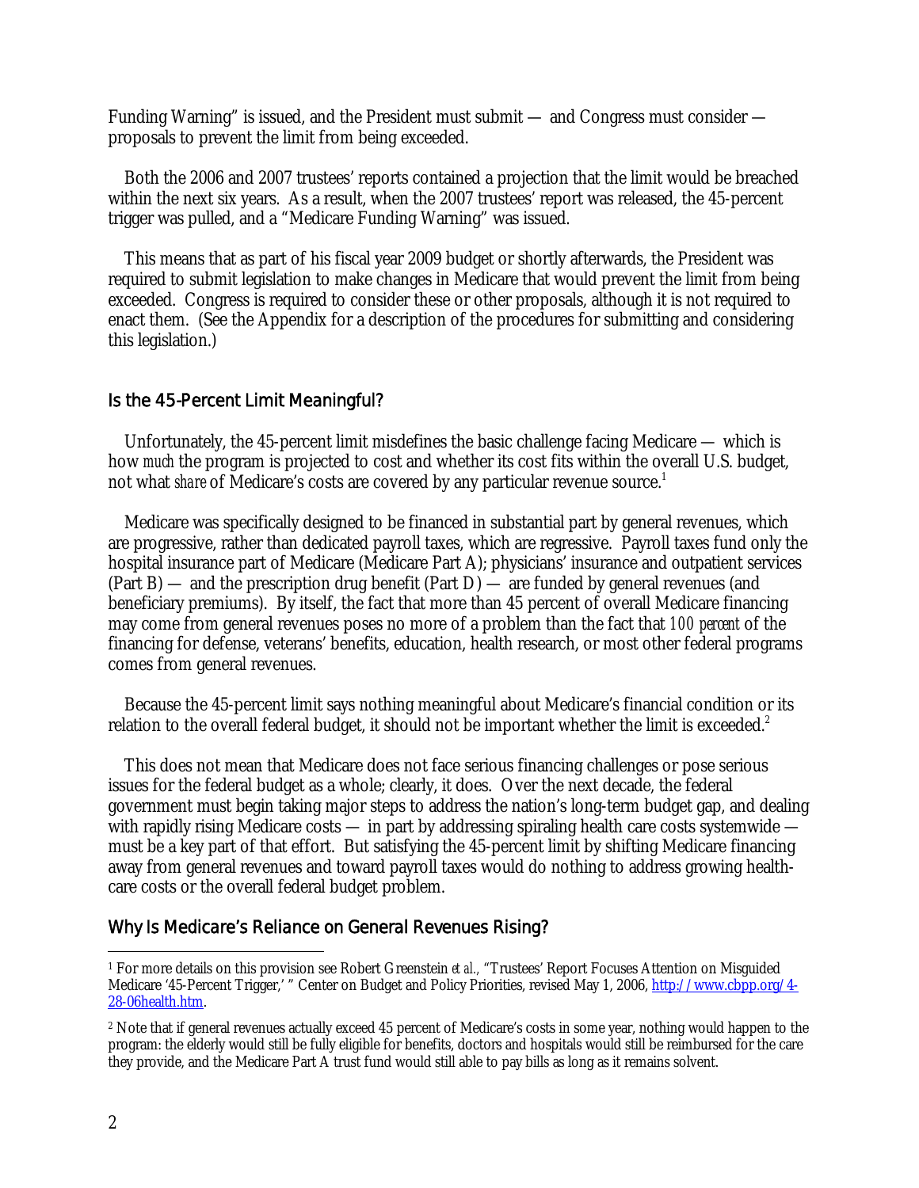Funding Warning" is issued, and the President must submit — and Congress must consider — proposals to prevent the limit from being exceeded.

Both the 2006 and 2007 trustees' reports contained a projection that the limit would be breached within the next six years. As a result, when the 2007 trustees' report was released, the 45-percent trigger was pulled, and a "Medicare Funding Warning" was issued.

This means that as part of his fiscal year 2009 budget or shortly afterwards, the President was required to submit legislation to make changes in Medicare that would prevent the limit from being exceeded. Congress is required to consider these or other proposals, although it is not required to enact them. (See the Appendix for a description of the procedures for submitting and considering this legislation.)

## Is the 45-Percent Limit Meaningful?

Unfortunately, the 45-percent limit misdefines the basic challenge facing Medicare — which is how *much* the program is projected to cost and whether its cost fits within the overall U.S. budget, not what *share* of Medicare's costs are covered by any particular revenue source.[1]

Medicare was specifically designed to be financed in substantial part by general revenues, which are progressive, rather than dedicated payroll taxes, which are regressive. Payroll taxes fund only the hospital insurance part of Medicare (Medicare Part A); physicians' insurance and outpatient services (Part B) — and the prescription drug benefit (Part D) — are funded by general revenues (and beneficiary premiums). By itself, the fact that more than 45 percent of overall Medicare financing may come from general revenues poses no more of a problem than the fact that *100 percent* of the financing for defense, veterans' benefits, education, health research, or most other federal programs comes from general revenues.

Because the 45-percent limit says nothing meaningful about Medicare's financial condition or its relation to the overall federal budget, it should not be important whether the limit is exceeded.[2]

This does not mean that Medicare does not face serious financing challenges or pose serious issues for the federal budget as a whole; clearly, it does. Over the next decade, the federal government must begin taking major steps to address the nation's long-term budget gap, and dealing with rapidly rising Medicare costs — in part by addressing spiraling health care costs systemwide — must be a key part of that effort. But satisfying the 45-percent limit by shifting Medicare financing away from general revenues and toward payroll taxes would do nothing to address growing health-care costs or the overall federal budget problem.

## Why Is Medicare's Reliance on General Revenues Rising?

---

[1] For more details on this provision see Robert Greenstein *et al.*, "Trustees' Report Focuses Attention on Misguided Medicare '45-Percent Trigger,' " Center on Budget and Policy Priorities, revised May 1, 2006, http://www.cbpp.org/4-28-06health.htm.

[2] Note that if general revenues actually exceed 45 percent of Medicare's costs in some year, nothing would happen to the program: the elderly would still be fully eligible for benefits, doctors and hospitals would still be reimbursed for the care they provide, and the Medicare Part A trust fund would still able to pay bills as long as it remains solvent.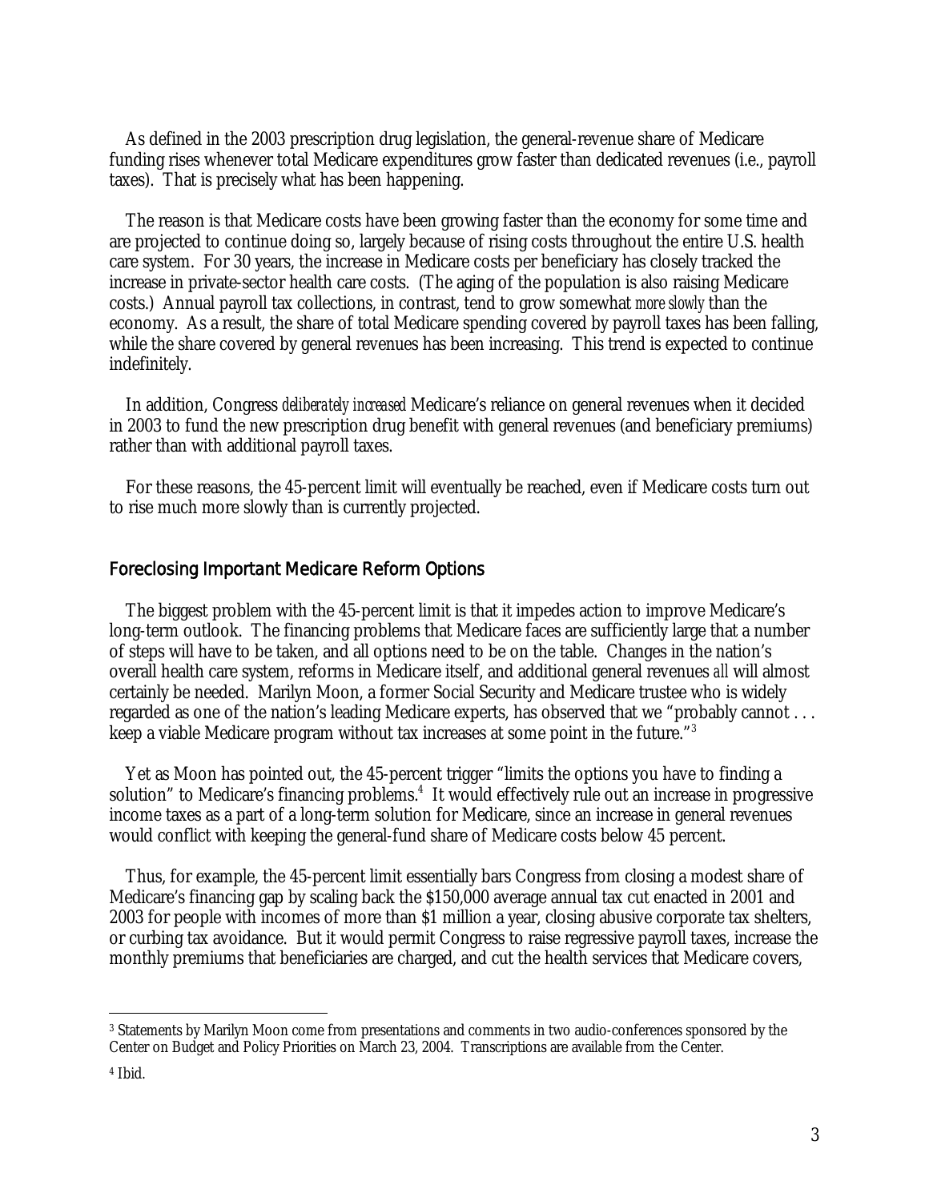As defined in the 2003 prescription drug legislation, the general-revenue share of Medicare funding rises whenever total Medicare expenditures grow faster than dedicated revenues (i.e., payroll taxes). That is precisely what has been happening.

The reason is that Medicare costs have been growing faster than the economy for some time and are projected to continue doing so, largely because of rising costs throughout the entire U.S. health care system. For 30 years, the increase in Medicare costs per beneficiary has closely tracked the increase in private-sector health care costs. (The aging of the population is also raising Medicare costs.) Annual payroll tax collections, in contrast, tend to grow somewhat *more slowly* than the economy. As a result, the share of total Medicare spending covered by payroll taxes has been falling, while the share covered by general revenues has been increasing. This trend is expected to continue indefinitely.

In addition, Congress *deliberately increased* Medicare's reliance on general revenues when it decided in 2003 to fund the new prescription drug benefit with general revenues (and beneficiary premiums) rather than with additional payroll taxes.

For these reasons, the 45-percent limit will eventually be reached, even if Medicare costs turn out to rise much more slowly than is currently projected.

## Foreclosing Important Medicare Reform Options

The biggest problem with the 45-percent limit is that it impedes action to improve Medicare's long-term outlook. The financing problems that Medicare faces are sufficiently large that a number of steps will have to be taken, and all options need to be on the table. Changes in the nation's overall health care system, reforms in Medicare itself, and additional general revenues *all* will almost certainly be needed. Marilyn Moon, a former Social Security and Medicare trustee who is widely regarded as one of the nation's leading Medicare experts, has observed that we "probably cannot . . . keep a viable Medicare program without tax increases at some point in the future."[3]

Yet as Moon has pointed out, the 45-percent trigger "limits the options you have to finding a solution" to Medicare's financing problems.[4] It would effectively rule out an increase in progressive income taxes as a part of a long-term solution for Medicare, since an increase in general revenues would conflict with keeping the general-fund share of Medicare costs below 45 percent.

Thus, for example, the 45-percent limit essentially bars Congress from closing a modest share of Medicare's financing gap by scaling back the $150,000 average annual tax cut enacted in 2001 and 2003 for people with incomes of more than $1 million a year, closing abusive corporate tax shelters, or curbing tax avoidance. But it would permit Congress to raise regressive payroll taxes, increase the monthly premiums that beneficiaries are charged, and cut the health services that Medicare covers,

[3] Statements by Marilyn Moon come from presentations and comments in two audio-conferences sponsored by the Center on Budget and Policy Priorities on March 23, 2004. Transcriptions are available from the Center.

[4] Ibid.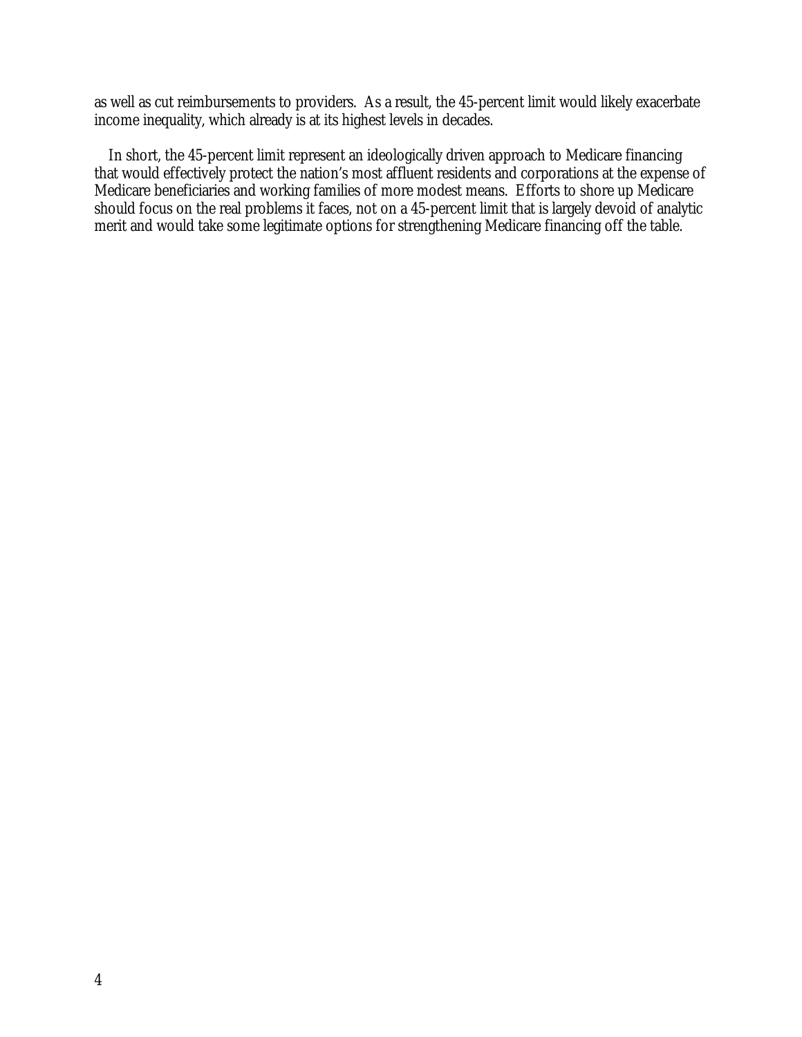as well as cut reimbursements to providers. As a result, the 45-percent limit would likely exacerbate income inequality, which already is at its highest levels in decades.

In short, the 45-percent limit represent an ideologically driven approach to Medicare financing that would effectively protect the nation's most affluent residents and corporations at the expense of Medicare beneficiaries and working families of more modest means. Efforts to shore up Medicare should focus on the real problems it faces, not on a 45-percent limit that is largely devoid of analytic merit and would take some legitimate options for strengthening Medicare financing off the table.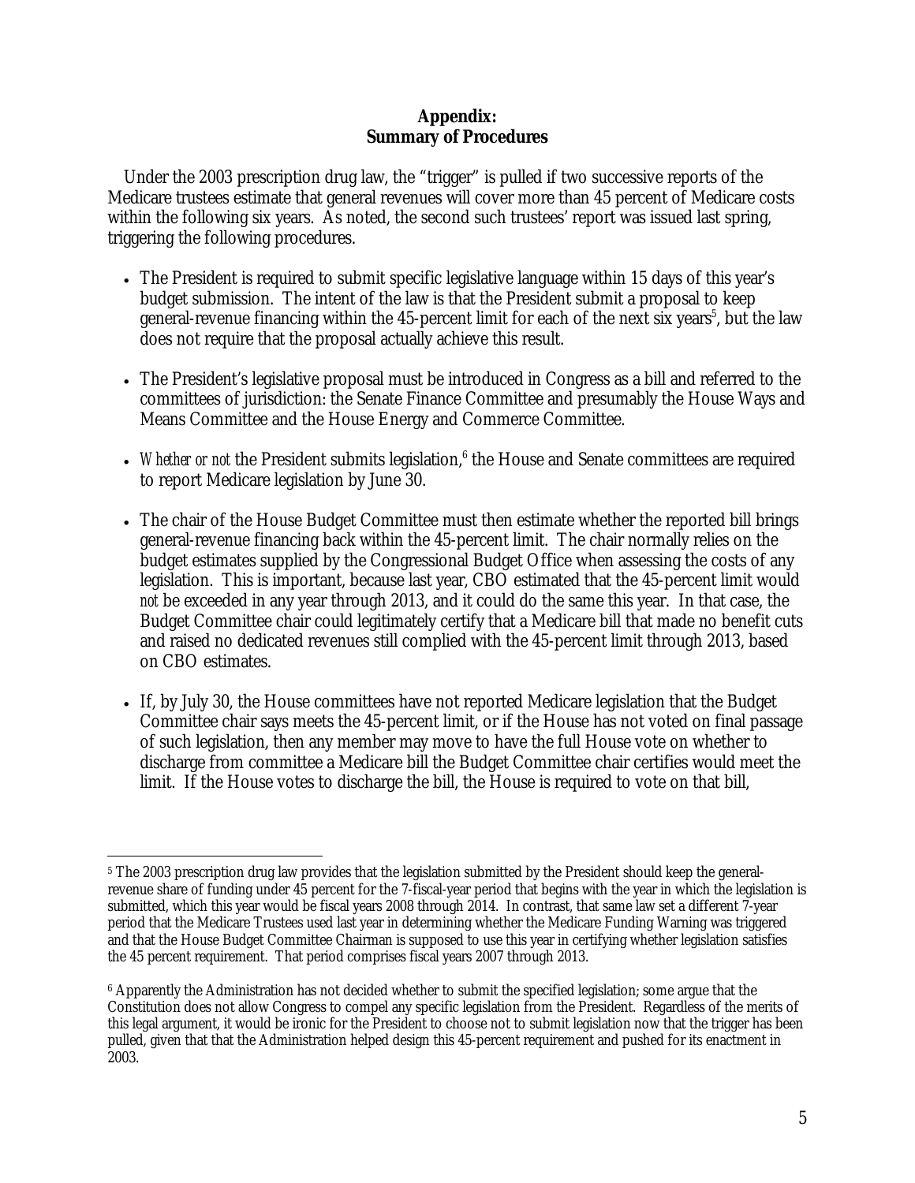**Appendix:**
**Summary of Procedures**

Under the 2003 prescription drug law, the "trigger" is pulled if two successive reports of the Medicare trustees estimate that general revenues will cover more than 45 percent of Medicare costs within the following six years. As noted, the second such trustees' report was issued last spring, triggering the following procedures.

- The President is required to submit specific legislative language within 15 days of this year's budget submission. The intent of the law is that the President submit a proposal to keep general-revenue financing within the 45-percent limit for each of the next six years[5], but the law does not require that the proposal actually achieve this result.
- The President's legislative proposal must be introduced in Congress as a bill and referred to the committees of jurisdiction: the Senate Finance Committee and presumably the House Ways and Means Committee and the House Energy and Commerce Committee.
- *Whether or not* the President submits legislation,[6] the House and Senate committees are required to report Medicare legislation by June 30.
- The chair of the House Budget Committee must then estimate whether the reported bill brings general-revenue financing back within the 45-percent limit. The chair normally relies on the budget estimates supplied by the Congressional Budget Office when assessing the costs of any legislation. This is important, because last year, CBO estimated that the 45-percent limit would *not* be exceeded in any year through 2013, and it could do the same this year. In that case, the Budget Committee chair could legitimately certify that a Medicare bill that made no benefit cuts and raised no dedicated revenues still complied with the 45-percent limit through 2013, based on CBO estimates.
- If, by July 30, the House committees have not reported Medicare legislation that the Budget Committee chair says meets the 45-percent limit, or if the House has not voted on final passage of such legislation, then any member may move to have the full House vote on whether to discharge from committee a Medicare bill the Budget Committee chair certifies would meet the limit. If the House votes to discharge the bill, the House is required to vote on that bill,

---

[5] The 2003 prescription drug law provides that the legislation submitted by the President should keep the general-revenue share of funding under 45 percent for the 7-fiscal-year period that begins with the year in which the legislation is submitted, which this year would be fiscal years 2008 through 2014. In contrast, that same law set a different 7-year period that the Medicare Trustees used last year in determining whether the Medicare Funding Warning was triggered and that the House Budget Committee Chairman is supposed to use this year in certifying whether legislation satisfies the 45 percent requirement. That period comprises fiscal years 2007 through 2013.

[6] Apparently the Administration has not decided whether to submit the specified legislation; some argue that the Constitution does not allow Congress to compel any specific legislation from the President. Regardless of the merits of this legal argument, it would be ironic for the President to choose not to submit legislation now that the trigger has been pulled, given that that the Administration helped design this 45-percent requirement and pushed for its enactment in 2003.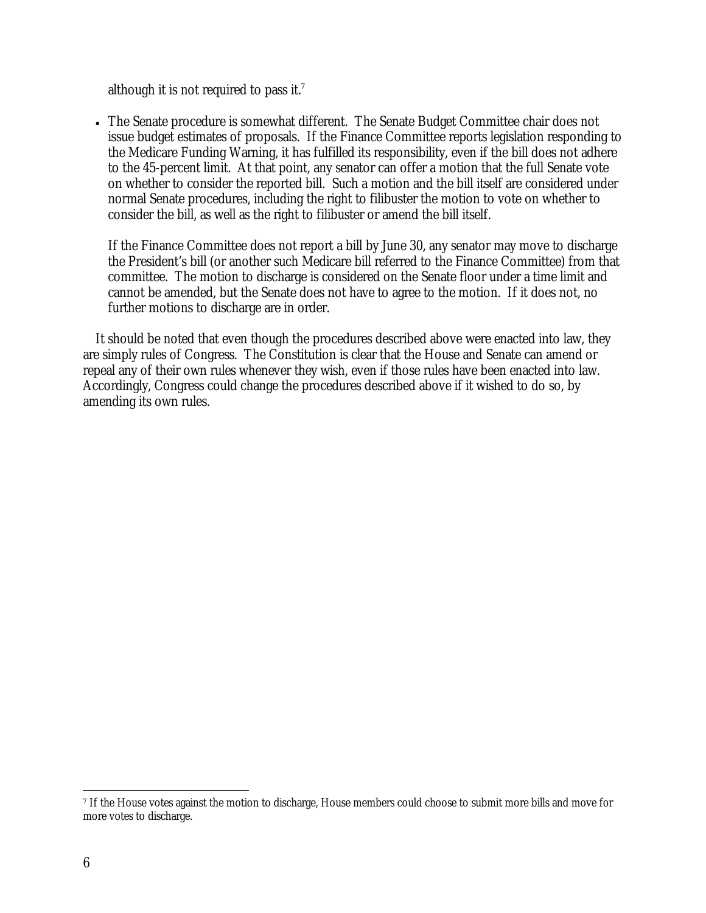although it is not required to pass it.[7]

- The Senate procedure is somewhat different. The Senate Budget Committee chair does not issue budget estimates of proposals. If the Finance Committee reports legislation responding to the Medicare Funding Warning, it has fulfilled its responsibility, even if the bill does not adhere to the 45-percent limit. At that point, any senator can offer a motion that the full Senate vote on whether to consider the reported bill. Such a motion and the bill itself are considered under normal Senate procedures, including the right to filibuster the motion to vote on whether to consider the bill, as well as the right to filibuster or amend the bill itself.

  If the Finance Committee does not report a bill by June 30, any senator may move to discharge the President's bill (or another such Medicare bill referred to the Finance Committee) from that committee. The motion to discharge is considered on the Senate floor under a time limit and cannot be amended, but the Senate does not have to agree to the motion. If it does not, no further motions to discharge are in order.

It should be noted that even though the procedures described above were enacted into law, they are simply rules of Congress. The Constitution is clear that the House and Senate can amend or repeal any of their own rules whenever they wish, even if those rules have been enacted into law. Accordingly, Congress could change the procedures described above if it wished to do so, by amending its own rules.

---

[7] If the House votes against the motion to discharge, House members could choose to submit more bills and move for more votes to discharge.